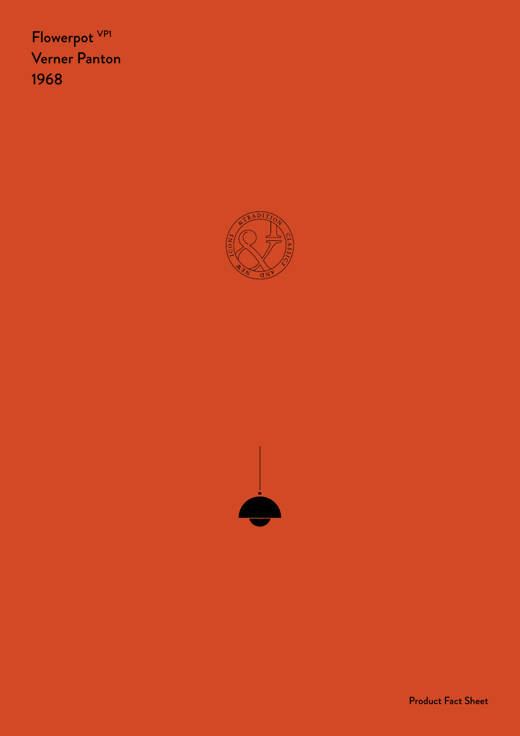# Flowerpot VP1

Verner Panton

1968

Product Fact Sheet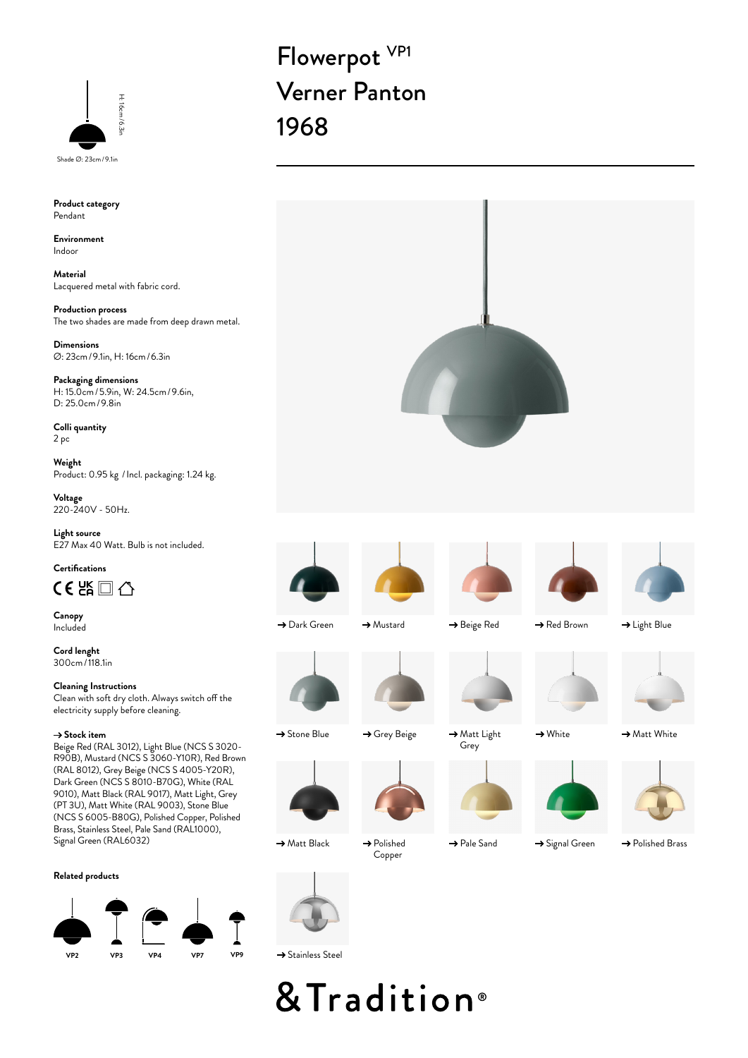# Flowerpot VP1
# Verner Panton
# 1968

H: 16cm / 6.3in

Shade Ø: 23cm / 9.1in

**Product category**
Pendant

**Environment**
Indoor

**Material**
Lacquered metal with fabric cord.

**Production process**
The two shades are made from deep drawn metal.

**Dimensions**
Ø: 23cm / 9.1in, H: 16cm / 6.3in

**Packaging dimensions**
H: 15.0cm / 5.9in, W: 24.5cm / 9.6in,
D: 25.0cm / 9.8in

**Colli quantity**
2 pc

**Weight**
Product: 0.95 kg / Incl. packaging: 1.24 kg.

**Voltage**
220-240V - 50Hz.

**Light source**
E27 Max 40 Watt. Bulb is not included.

**Certifications**

**Canopy**
Included

**Cord lenght**
300cm / 118.1in

**Cleaning Instructions**
Clean with soft dry cloth. Always switch off the electricity supply before cleaning.

**→ Stock item**
Beige Red (RAL 3012), Light Blue (NCS S 3020-R90B), Mustard (NCS S 3060-Y10R), Red Brown (RAL 8012), Grey Beige (NCS S 4005-Y20R), Dark Green (NCS S 8010-B70G), White (RAL 9010), Matt Black (RAL 9017), Matt Light, Grey (PT 3U), Matt White (RAL 9003), Stone Blue (NCS S 6005-B80G), Polished Copper, Polished Brass, Stainless Steel, Pale Sand (RAL1000), Signal Green (RAL6032)

**Related products**

VP2 VP3 VP4 VP7 VP9

→ Dark Green
→ Mustard
→ Beige Red
→ Red Brown
→ Light Blue
→ Stone Blue
→ Grey Beige
→ Matt Light Grey
→ White
→ Matt White
→ Matt Black
→ Polished Copper
→ Pale Sand
→ Signal Green
→ Polished Brass
→ Stainless Steel

&Tradition®